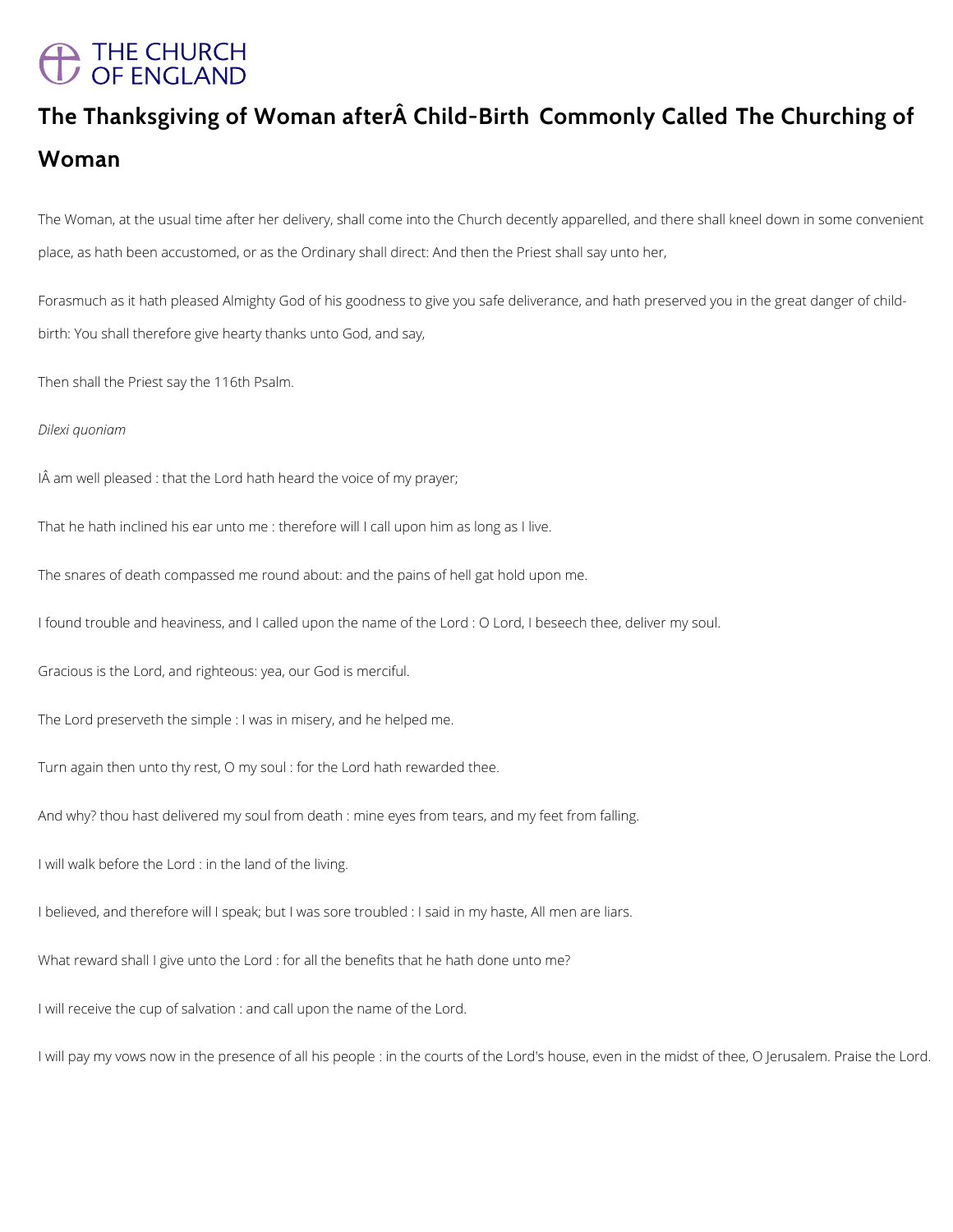# The Thanksgiving of Woman afterÂ Child-Birth Commonly Called The Churching of Woman

The Woman, at the usual time after her delivery, shall come into the Church decently apparelled, and there shall kneel down in some convenient place, as hath been accustomed, or as the Ordinary shall direct: And then the Priest shall say unto her,

Forasmuch as it hath pleased Almighty God of his goodness to give you safe deliverance, and hath preserved you in the great danger of child-birth: You shall therefore give hearty thanks unto God, and say,

Then shall the Priest say the 116th Psalm.

*Dilexi quoniam*

IÂ am well pleased : that the Lord hath heard the voice of my prayer;

That he hath inclined his ear unto me : therefore will I call upon him as long as I live.

The snares of death compassed me round about: and the pains of hell gat hold upon me.

I found trouble and heaviness, and I called upon the name of the Lord : O Lord, I beseech thee, deliver my soul.

Gracious is the Lord, and righteous: yea, our God is merciful.

The Lord preserveth the simple : I was in misery, and he helped me.

Turn again then unto thy rest, O my soul : for the Lord hath rewarded thee.

And why? thou hast delivered my soul from death : mine eyes from tears, and my feet from falling.

I will walk before the Lord : in the land of the living.

I believed, and therefore will I speak; but I was sore troubled : I said in my haste, All men are liars.

What reward shall I give unto the Lord : for all the benefits that he hath done unto me?

I will receive the cup of salvation : and call upon the name of the Lord.

I will pay my vows now in the presence of all his people : in the courts of the Lord's house, even in the midst of thee, O Jerusalem. Praise the Lord.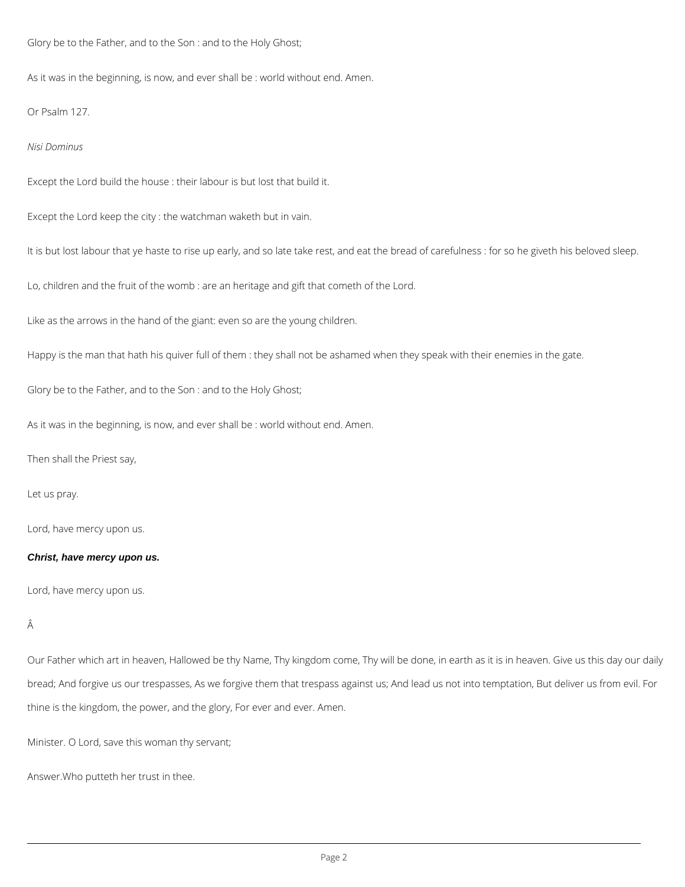Glory be to the Father, and to the Son : and to the Holy Ghost;

As it was in the beginning, is now, and ever shall be : world without end. Amen.

Or Psalm 127.

*Nisi Dominus*

Except the Lord build the house : their labour is but lost that build it.

Except the Lord keep the city : the watchman waketh but in vain.

It is but lost labour that ye haste to rise up early, and so late take rest, and eat the bread of carefulness : for so he giveth his beloved sleep.

Lo, children and the fruit of the womb : are an heritage and gift that cometh of the Lord.

Like as the arrows in the hand of the giant: even so are the young children.

Happy is the man that hath his quiver full of them : they shall not be ashamed when they speak with their enemies in the gate.

Glory be to the Father, and to the Son : and to the Holy Ghost;

As it was in the beginning, is now, and ever shall be : world without end. Amen.

Then shall the Priest say,

Let us pray.

Lord, have mercy upon us.

***Christ, have mercy upon us.***

Lord, have mercy upon us.

Â

Our Father which art in heaven, Hallowed be thy Name, Thy kingdom come, Thy will be done, in earth as it is in heaven. Give us this day our daily bread; And forgive us our trespasses, As we forgive them that trespass against us; And lead us not into temptation, But deliver us from evil. For thine is the kingdom, the power, and the glory, For ever and ever. Amen.

Minister. O Lord, save this woman thy servant;

Answer.Who putteth her trust in thee.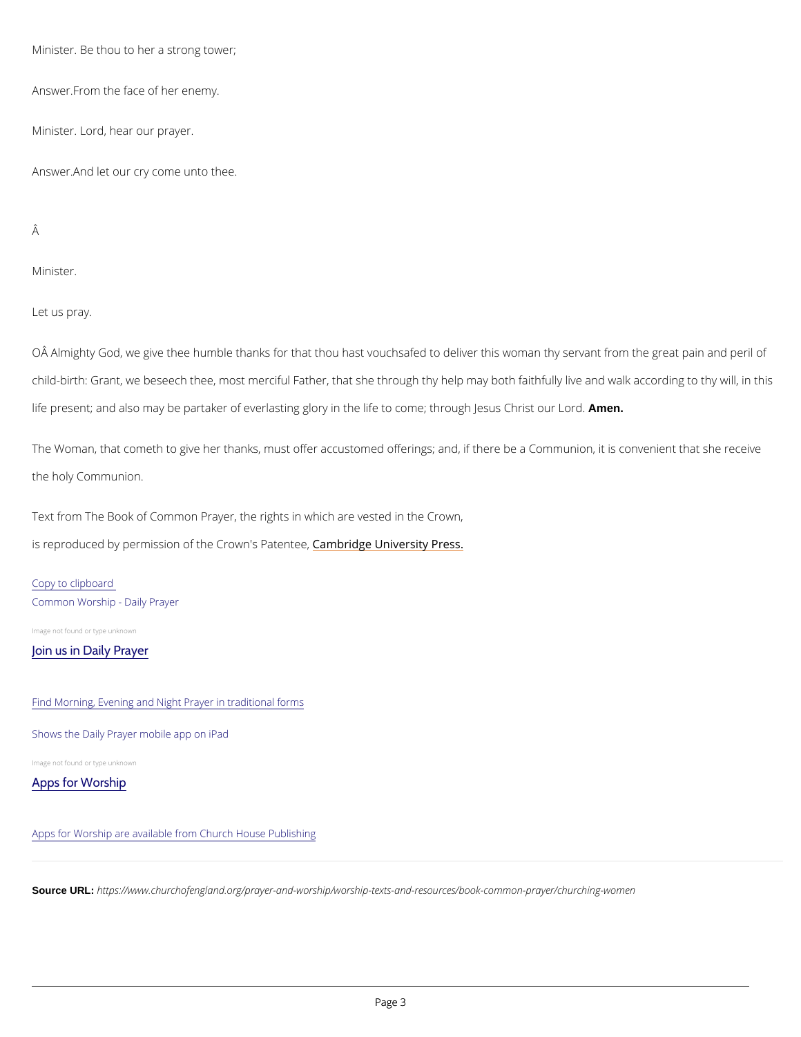Minister. Be thou to her a strong tower;

Answer.From the face of her enemy.

Minister. Lord, hear our prayer.

Answer.And let our cry come unto thee.

Â

Minister.

Let us pray.

OÂ Almighty God, we give thee humble thanks for that thou hast vouchsafed to deliver this woman thy servant from the great pain and peril of child-birth: Grant, we beseech thee, most merciful Father, that she through thy help may both faithfully live and walk according to thy will, in this life present; and also may be partaker of everlasting glory in the life to come; through Jesus Christ our Lord. **Amen.**

The Woman, that cometh to give her thanks, must offer accustomed offerings; and, if there be a Communion, it is convenient that she receive the holy Communion.

Text from The Book of Common Prayer, the rights in which are vested in the Crown, is reproduced by permission of the Crown's Patentee, Cambridge University Press.

Copy to clipboard

Common Worship - Daily Prayer

Image not found or type unknown

Join us in Daily Prayer

Find Morning, Evening and Night Prayer in traditional forms

Shows the Daily Prayer mobile app on iPad

Image not found or type unknown

Apps for Worship

Apps for Worship are available from Church House Publishing

---

**Source URL:** *https://www.churchofengland.org/prayer-and-worship/worship-texts-and-resources/book-common-prayer/churching-women*